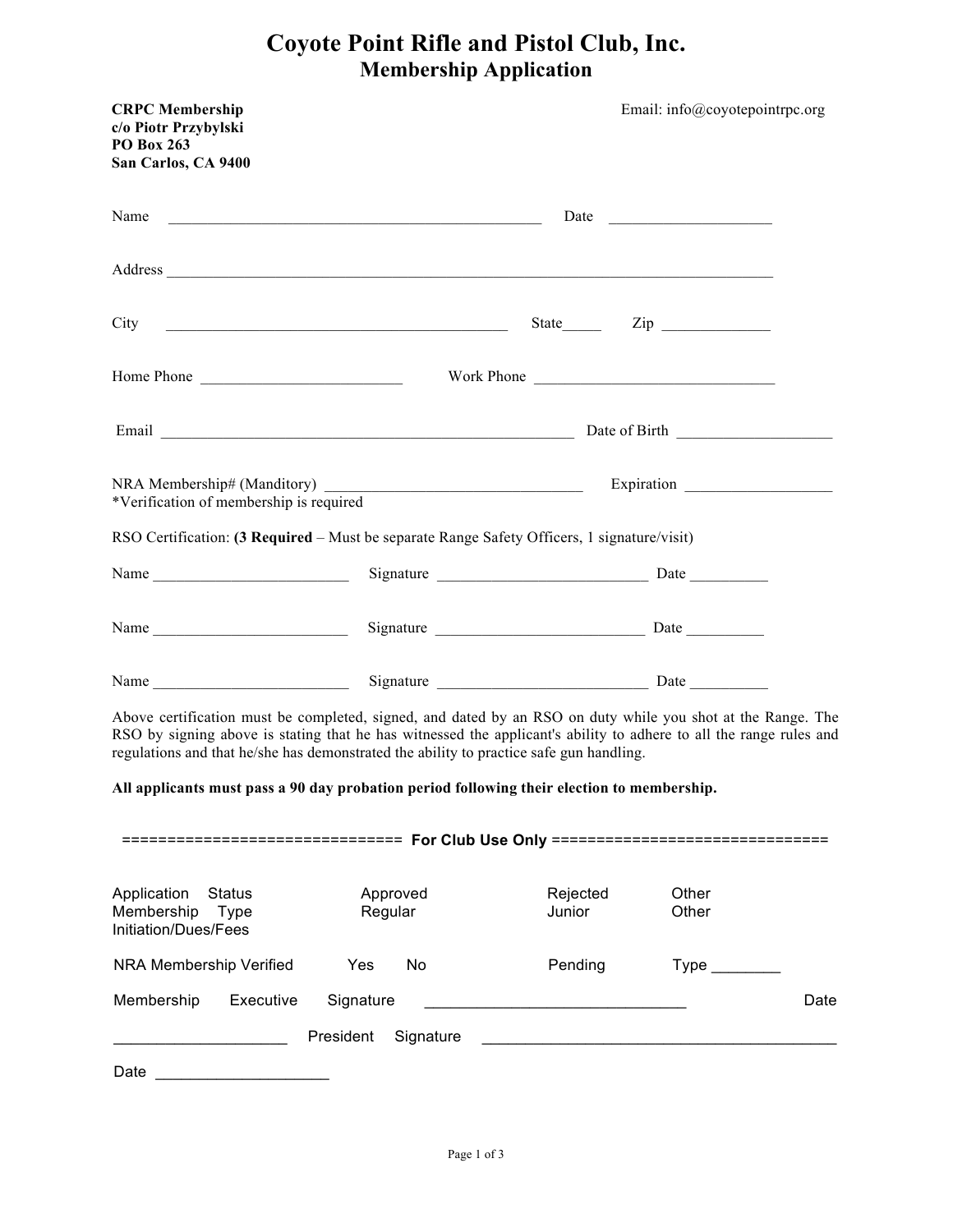# Coyote Point Rifle and Pistol Club, Inc.
## Membership Application

**CRPC Membership**
**c/o Piotr Przybylski**
**PO Box 263**
**San Carlos, CA 9400**

Email: info@coyotepointrpc.org

Name ________________________________________________ Date ____________________

Address ______________________________________________________________________________

City ____________________________________________ State_____ Zip _____________

Home Phone _________________________ Work Phone ______________________________

Email ___________________________________________________ Date of Birth ____________________

NRA Membership# (Manditory) _________________________________ Expiration ___________________
*Verification of membership is required

RSO Certification: **(3 Required** – Must be separate Range Safety Officers, 1 signature/visit)

Name _________________________ Signature ___________________________ Date __________

Name _________________________ Signature ___________________________ Date __________

Name _________________________ Signature ___________________________ Date __________

Above certification must be completed, signed, and dated by an RSO on duty while you shot at the Range. The RSO by signing above is stating that he has witnessed the applicant's ability to adhere to all the range rules and regulations and that he/she has demonstrated the ability to practice safe gun handling.

**All applicants must pass a 90 day probation period following their election to membership.**

============================== **For Club Use Only** ==============================

Application Status    Approved    Rejected    Other
Membership Type    Regular    Junior    Other
Initiation/Dues/Fees

NRA Membership Verified    Yes    No    Pending    Type ________

Membership Executive Signature ______________________________ Date ____________________

President Signature __________________________________________

Date ____________________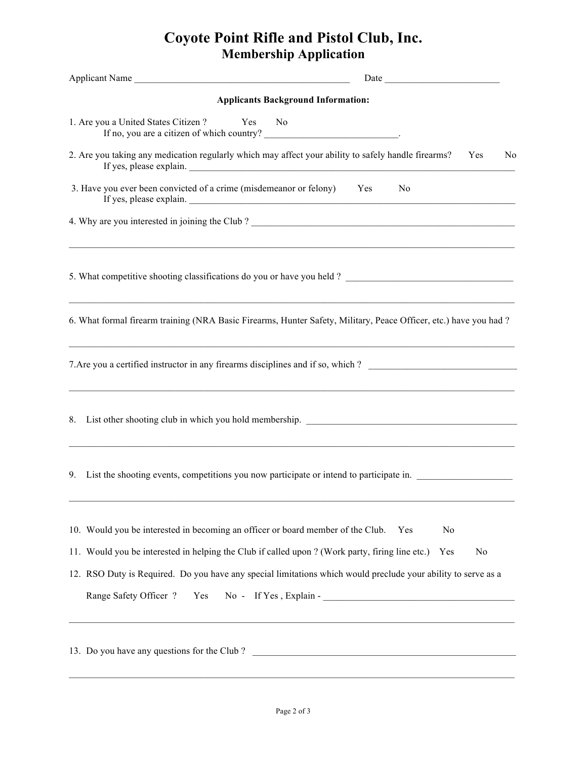# Coyote Point Rifle and Pistol Club, Inc.
## Membership Application

Applicant Name _____________________________________________ Date ________________________

**Applicants Background Information:**

1. Are you a United States Citizen ? Yes No
   If no, you are a citizen of which country? ____________________________.

2. Are you taking any medication regularly which may affect your ability to safely handle firearms? Yes No
   If yes, please explain. ____________________________________________________________________________

3. Have you ever been convicted of a crime (misdemeanor or felony) Yes No
   If yes, please explain. ____________________________________________________________________________

4. Why are you interested in joining the Club ? _________________________________________________________

   ___________________________________________________________________________________________

5. What competitive shooting classifications do you or have you held ? ___________________________________

   ___________________________________________________________________________________________

6. What formal firearm training (NRA Basic Firearms, Hunter Safety, Military, Peace Officer, etc.) have you had ?

   ___________________________________________________________________________________________

7. Are you a certified instructor in any firearms disciplines and if so, which ? _______________________________

   ___________________________________________________________________________________________

8. List other shooting club in which you hold membership. _____________________________________________

   ___________________________________________________________________________________________

9. List the shooting events, competitions you now participate or intend to participate in. ___________________

   ___________________________________________________________________________________________

10. Would you be interested in becoming an officer or board member of the Club. Yes No

11. Would you be interested in helping the Club if called upon ? (Work party, firing line etc.) Yes No

12. RSO Duty is Required. Do you have any special limitations which would preclude your ability to serve as a Range Safety Officer ? Yes No - If Yes , Explain - ________________________________________

    ___________________________________________________________________________________________

13. Do you have any questions for the Club ? ______________________________________________________

    ___________________________________________________________________________________________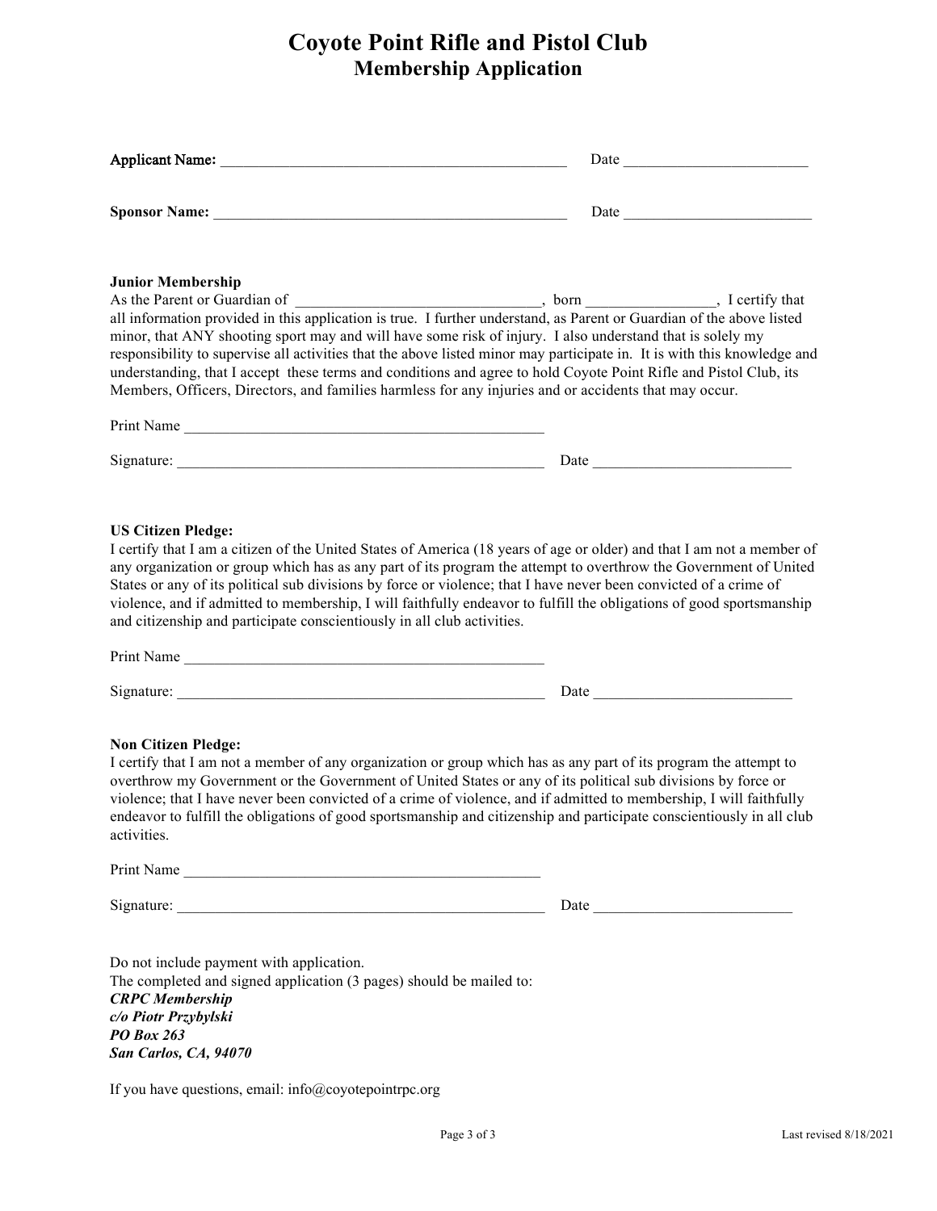# Coyote Point Rifle and Pistol Club
## Membership Application

**Applicant Name:** _______________________________________________ Date ________________________

**Sponsor Name:** _______________________________________________ Date ________________________

**Junior Membership**

As the Parent or Guardian of ________________________________, born ________________, I certify that all information provided in this application is true. I further understand, as Parent or Guardian of the above listed minor, that ANY shooting sport may and will have some risk of injury. I also understand that is solely my responsibility to supervise all activities that the above listed minor may participate in. It is with this knowledge and understanding, that I accept these terms and conditions and agree to hold Coyote Point Rifle and Pistol Club, its Members, Officers, Directors, and families harmless for any injuries and or accidents that may occur.

Print Name ________________________________________________

Signature: ________________________________________________ Date _________________________

**US Citizen Pledge:**

I certify that I am a citizen of the United States of America (18 years of age or older) and that I am not a member of any organization or group which has as any part of its program the attempt to overthrow the Government of United States or any of its political sub divisions by force or violence; that I have never been convicted of a crime of violence, and if admitted to membership, I will faithfully endeavor to fulfill the obligations of good sportsmanship and citizenship and participate conscientiously in all club activities.

Print Name ________________________________________________

Signature: ________________________________________________ Date _________________________

**Non Citizen Pledge:**

I certify that I am not a member of any organization or group which has as any part of its program the attempt to overthrow my Government or the Government of United States or any of its political sub divisions by force or violence; that I have never been convicted of a crime of violence, and if admitted to membership, I will faithfully endeavor to fulfill the obligations of good sportsmanship and citizenship and participate conscientiously in all club activities.

Print Name ________________________________________________

Signature: ________________________________________________ Date _________________________

Do not include payment with application.
The completed and signed application (3 pages) should be mailed to:
***CRPC Membership***
***c/o Piotr Przybylski***
***PO Box 263***
***San Carlos, CA, 94070***

If you have questions, email: info@coyotepointrpc.org

Last revised 8/18/2021